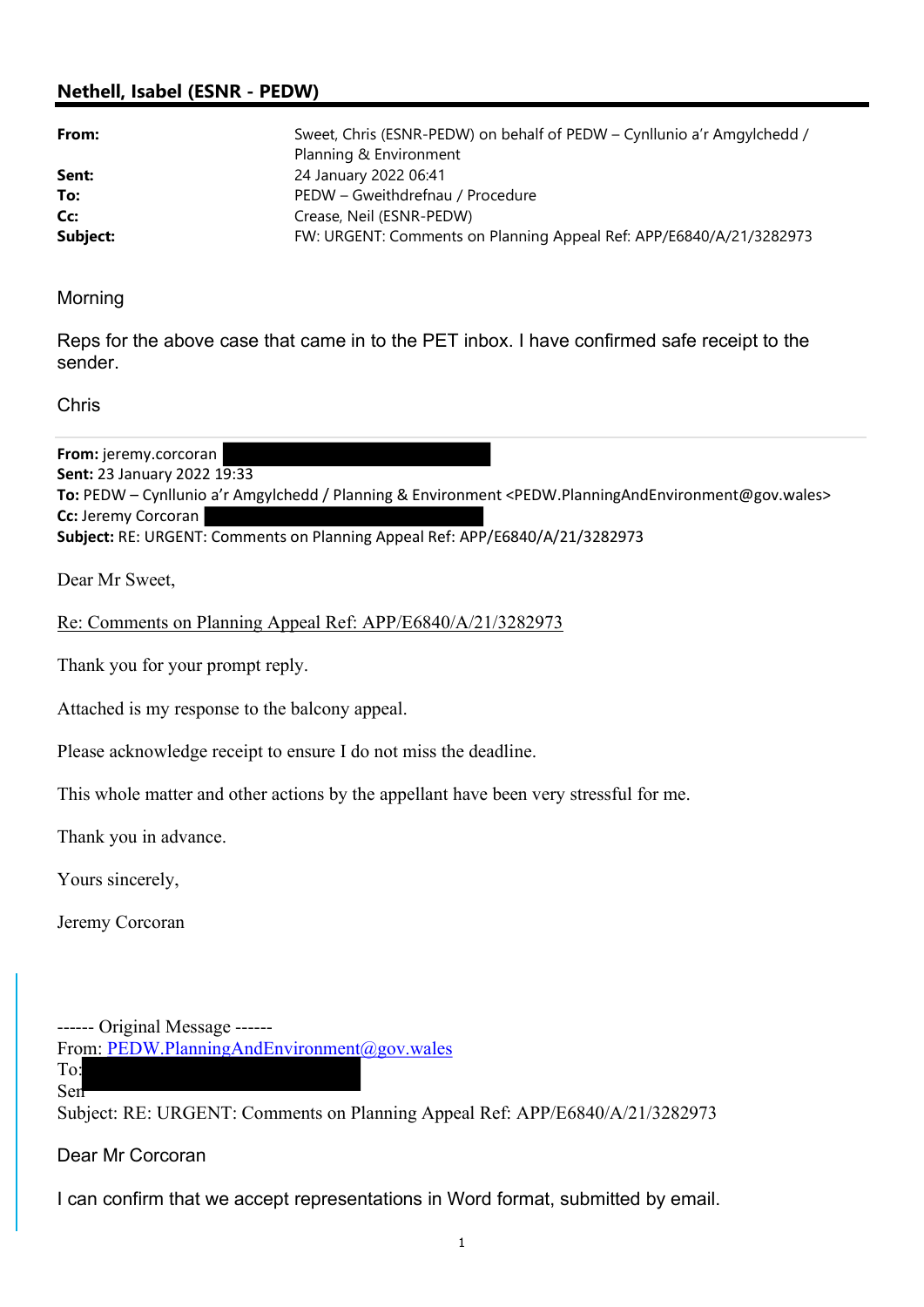## Nethell, Isabel (ESNR - PEDW)

| | |
|---|---|
| **From:** | Sweet, Chris (ESNR-PEDW) on behalf of PEDW – Cynllunio a'r Amgylchedd / Planning & Environment |
| **Sent:** | 24 January 2022 06:41 |
| **To:** | PEDW – Gweithdrefnau / Procedure |
| **Cc:** | Crease, Neil (ESNR-PEDW) |
| **Subject:** | FW: URGENT: Comments on Planning Appeal Ref: APP/E6840/A/21/3282973 |

Morning

Reps for the above case that came in to the PET inbox. I have confirmed safe receipt to the sender.

Chris

---

**From:** jeremy.corcoran [redacted]
**Sent:** 23 January 2022 19:33
**To:** PEDW – Cynllunio a'r Amgylchedd / Planning & Environment <PEDW.PlanningAndEnvironment@gov.wales>
**Cc:** Jeremy Corcoran [redacted]
**Subject:** RE: URGENT: Comments on Planning Appeal Ref: APP/E6840/A/21/3282973

Dear Mr Sweet,

Re: Comments on Planning Appeal Ref: APP/E6840/A/21/3282973

Thank you for your prompt reply.

Attached is my response to the balcony appeal.

Please acknowledge receipt to ensure I do not miss the deadline.

This whole matter and other actions by the appellant have been very stressful for me.

Thank you in advance.

Yours sincerely,

Jeremy Corcoran

------ Original Message ------
From: PEDW.PlanningAndEnvironment@gov.wales
To: [redacted]
Sent: [redacted]
Subject: RE: URGENT: Comments on Planning Appeal Ref: APP/E6840/A/21/3282973

Dear Mr Corcoran

I can confirm that we accept representations in Word format, submitted by email.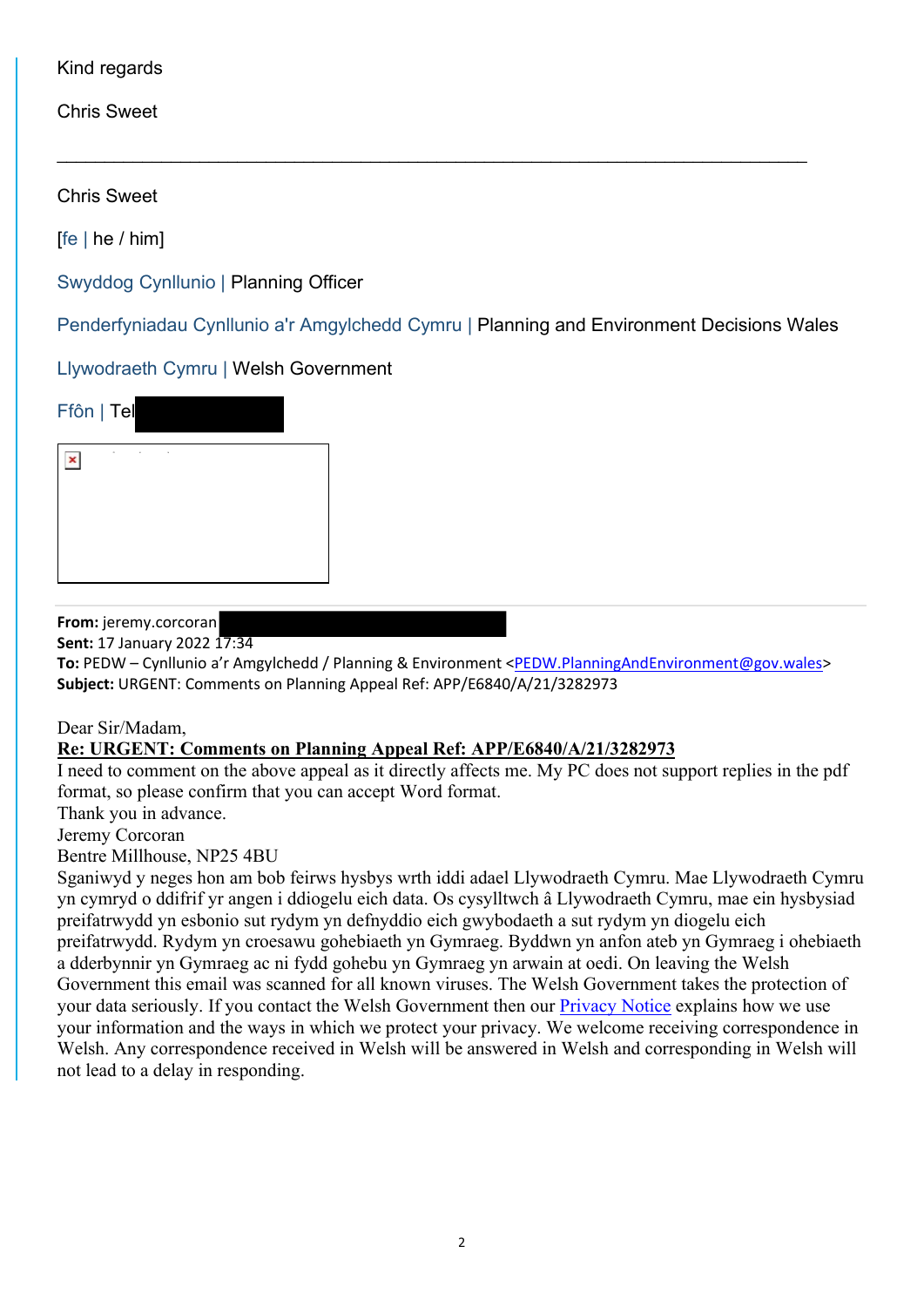Kind regards

Chris Sweet

---

Chris Sweet

[fe | he / him]

Swyddog Cynllunio | Planning Officer

Penderfyniadau Cynllunio a'r Amgylchedd Cymru | Planning and Environment Decisions Wales

Llywodraeth Cymru | Welsh Government

Ffôn | Tel

---

**From:** jeremy.corcoran  
**Sent:** 17 January 2022 17:34  
**To:** PEDW – Cynllunio a'r Amgylchedd / Planning & Environment <PEDW.PlanningAndEnvironment@gov.wales>  
**Subject:** URGENT: Comments on Planning Appeal Ref: APP/E6840/A/21/3282973

Dear Sir/Madam,

**Re: URGENT: Comments on Planning Appeal Ref: APP/E6840/A/21/3282973**

I need to comment on the above appeal as it directly affects me. My PC does not support replies in the pdf format, so please confirm that you can accept Word format.

Thank you in advance.

Jeremy Corcoran  
Bentre Millhouse, NP25 4BU

Sganiwyd y neges hon am bob feirws hysbys wrth iddi adael Llywodraeth Cymru. Mae Llywodraeth Cymru yn cymryd o ddifrif yr angen i ddiogelu eich data. Os cysylltwch â Llywodraeth Cymru, mae ein hysbysiad preifatrwydd yn esbonio sut rydym yn defnyddio eich gwybodaeth a sut rydym yn diogelu eich preifatrwydd. Rydym yn croesawu gohebiaeth yn Gymraeg. Byddwn yn anfon ateb yn Gymraeg i ohebiaeth a dderbynnir yn Gymraeg ac ni fydd gohebu yn Gymraeg yn arwain at oedi. On leaving the Welsh Government this email was scanned for all known viruses. The Welsh Government takes the protection of your data seriously. If you contact the Welsh Government then our Privacy Notice explains how we use your information and the ways in which we protect your privacy. We welcome receiving correspondence in Welsh. Any correspondence received in Welsh will be answered in Welsh and corresponding in Welsh will not lead to a delay in responding.